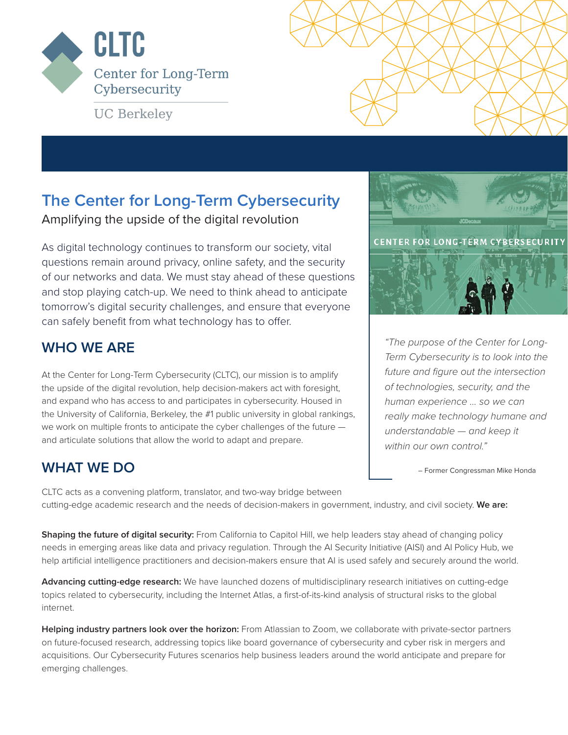CLTC

Center for Long-Term Cybersecurity

UC Berkeley

# The Center for Long-Term Cybersecurity

Amplifying the upside of the digital revolution

As digital technology continues to transform our society, vital questions remain around privacy, online safety, and the security of our networks and data. We must stay ahead of these questions and stop playing catch-up. We need to think ahead to anticipate tomorrow's digital security challenges, and ensure that everyone can safely benefit from what technology has to offer.

CENTER FOR LONG-TERM CYBERSECURITY

*"The purpose of the Center for Long-Term Cybersecurity is to look into the future and figure out the intersection of technologies, security, and the human experience ... so we can really make technology humane and understandable — and keep it within our own control."*

– Former Congressman Mike Honda

## WHO WE ARE

At the Center for Long-Term Cybersecurity (CLTC), our mission is to amplify the upside of the digital revolution, help decision-makers act with foresight, and expand who has access to and participates in cybersecurity. Housed in the University of California, Berkeley, the #1 public university in global rankings, we work on multiple fronts to anticipate the cyber challenges of the future — and articulate solutions that allow the world to adapt and prepare.

## WHAT WE DO

CLTC acts as a convening platform, translator, and two-way bridge between cutting-edge academic research and the needs of decision-makers in government, industry, and civil society. **We are:**

**Shaping the future of digital security:** From California to Capitol Hill, we help leaders stay ahead of changing policy needs in emerging areas like data and privacy regulation. Through the AI Security Initiative (AISI) and AI Policy Hub, we help artificial intelligence practitioners and decision-makers ensure that AI is used safely and securely around the world.

**Advancing cutting-edge research:** We have launched dozens of multidisciplinary research initiatives on cutting-edge topics related to cybersecurity, including the Internet Atlas, a first-of-its-kind analysis of structural risks to the global internet.

**Helping industry partners look over the horizon:** From Atlassian to Zoom, we collaborate with private-sector partners on future-focused research, addressing topics like board governance of cybersecurity and cyber risk in mergers and acquisitions. Our Cybersecurity Futures scenarios help business leaders around the world anticipate and prepare for emerging challenges.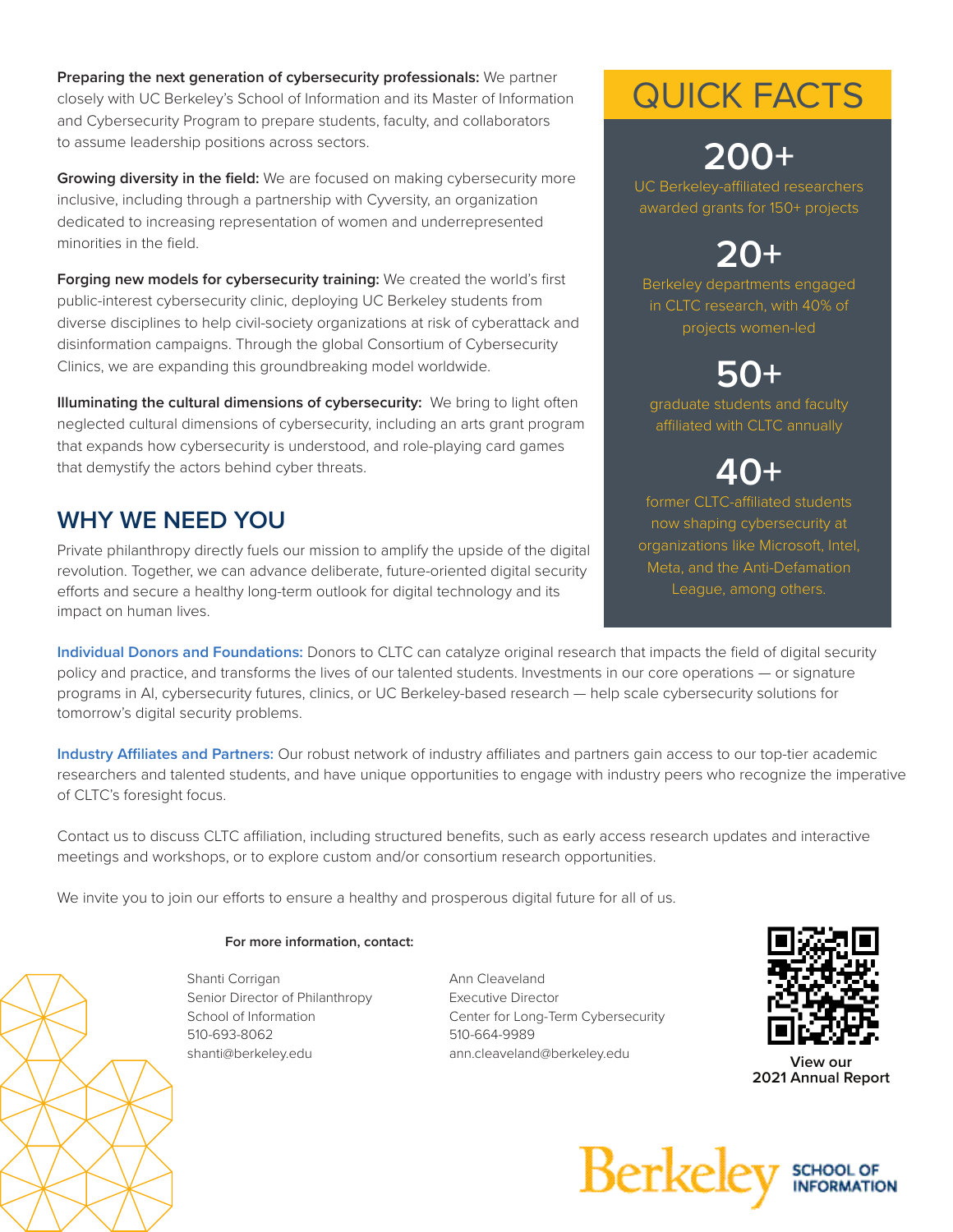**Preparing the next generation of cybersecurity professionals:** We partner closely with UC Berkeley's School of Information and its Master of Information and Cybersecurity Program to prepare students, faculty, and collaborators to assume leadership positions across sectors.

**Growing diversity in the field:** We are focused on making cybersecurity more inclusive, including through a partnership with Cyversity, an organization dedicated to increasing representation of women and underrepresented minorities in the field.

**Forging new models for cybersecurity training:** We created the world's first public-interest cybersecurity clinic, deploying UC Berkeley students from diverse disciplines to help civil-society organizations at risk of cyberattack and disinformation campaigns. Through the global Consortium of Cybersecurity Clinics, we are expanding this groundbreaking model worldwide.

**Illuminating the cultural dimensions of cybersecurity:** We bring to light often neglected cultural dimensions of cybersecurity, including an arts grant program that expands how cybersecurity is understood, and role-playing card games that demystify the actors behind cyber threats.

## QUICK FACTS

**200+**
UC Berkeley-affiliated researchers awarded grants for 150+ projects

**20+**
Berkeley departments engaged in CLTC research, with 40% of projects women-led

**50+**
graduate students and faculty affiliated with CLTC annually

**40+**
former CLTC-affiliated students now shaping cybersecurity at organizations like Microsoft, Intel, Meta, and the Anti-Defamation League, among others.

## WHY WE NEED YOU

Private philanthropy directly fuels our mission to amplify the upside of the digital revolution. Together, we can advance deliberate, future-oriented digital security efforts and secure a healthy long-term outlook for digital technology and its impact on human lives.

**Individual Donors and Foundations:** Donors to CLTC can catalyze original research that impacts the field of digital security policy and practice, and transforms the lives of our talented students. Investments in our core operations — or signature programs in AI, cybersecurity futures, clinics, or UC Berkeley-based research — help scale cybersecurity solutions for tomorrow's digital security problems.

**Industry Affiliates and Partners:** Our robust network of industry affiliates and partners gain access to our top-tier academic researchers and talented students, and have unique opportunities to engage with industry peers who recognize the imperative of CLTC's foresight focus.

Contact us to discuss CLTC affiliation, including structured benefits, such as early access research updates and interactive meetings and workshops, or to explore custom and/or consortium research opportunities.

We invite you to join our efforts to ensure a healthy and prosperous digital future for all of us.

**For more information, contact:**

Shanti Corrigan
Senior Director of Philanthropy
School of Information
510-693-8062
shanti@berkeley.edu

Ann Cleaveland
Executive Director
Center for Long-Term Cybersecurity
510-664-9989
ann.cleaveland@berkeley.edu

**View our 2021 Annual Report**

Berkeley SCHOOL OF INFORMATION